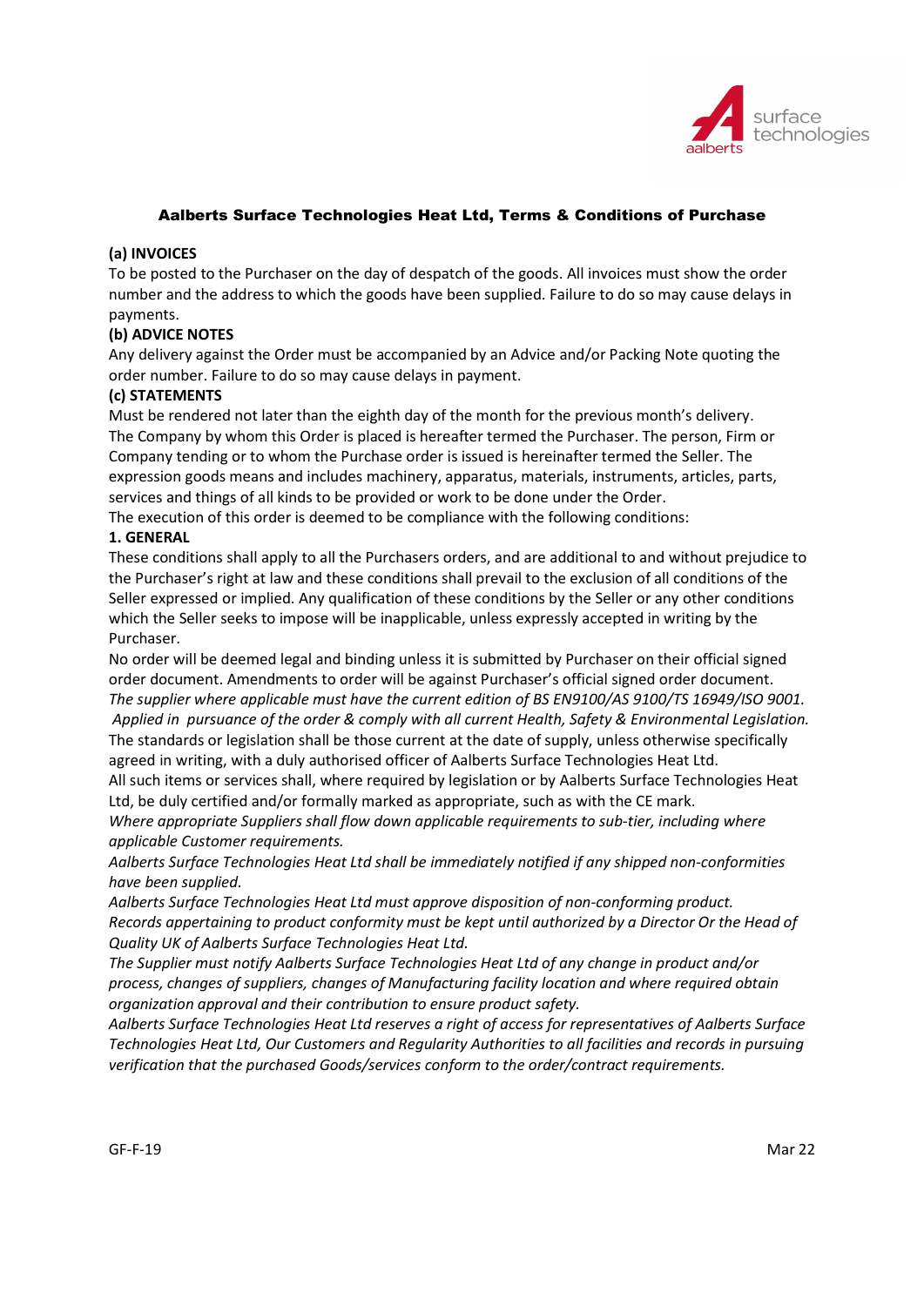# Aalberts Surface Technologies Heat Ltd, Terms & Conditions of Purchase

**(a) INVOICES**

To be posted to the Purchaser on the day of despatch of the goods. All invoices must show the order number and the address to which the goods have been supplied. Failure to do so may cause delays in payments.

**(b) ADVICE NOTES**

Any delivery against the Order must be accompanied by an Advice and/or Packing Note quoting the order number. Failure to do so may cause delays in payment.

**(c) STATEMENTS**

Must be rendered not later than the eighth day of the month for the previous month's delivery.

The Company by whom this Order is placed is hereafter termed the Purchaser. The person, Firm or Company tending or to whom the Purchase order is issued is hereinafter termed the Seller. The expression goods means and includes machinery, apparatus, materials, instruments, articles, parts, services and things of all kinds to be provided or work to be done under the Order.

The execution of this order is deemed to be compliance with the following conditions:

**1. GENERAL**

These conditions shall apply to all the Purchasers orders, and are additional to and without prejudice to the Purchaser's right at law and these conditions shall prevail to the exclusion of all conditions of the Seller expressed or implied. Any qualification of these conditions by the Seller or any other conditions which the Seller seeks to impose will be inapplicable, unless expressly accepted in writing by the Purchaser.

No order will be deemed legal and binding unless it is submitted by Purchaser on their official signed order document. Amendments to order will be against Purchaser's official signed order document.

*The supplier where applicable must have the current edition of BS EN9100/AS 9100/TS 16949/ISO 9001. Applied in pursuance of the order & comply with all current Health, Safety & Environmental Legislation.*

The standards or legislation shall be those current at the date of supply, unless otherwise specifically agreed in writing, with a duly authorised officer of Aalberts Surface Technologies Heat Ltd.

All such items or services shall, where required by legislation or by Aalberts Surface Technologies Heat Ltd, be duly certified and/or formally marked as appropriate, such as with the CE mark.

*Where appropriate Suppliers shall flow down applicable requirements to sub-tier, including where applicable Customer requirements.*

*Aalberts Surface Technologies Heat Ltd shall be immediately notified if any shipped non-conformities have been supplied.*

*Aalberts Surface Technologies Heat Ltd must approve disposition of non-conforming product.*

*Records appertaining to product conformity must be kept until authorized by a Director Or the Head of Quality UK of Aalberts Surface Technologies Heat Ltd.*

*The Supplier must notify Aalberts Surface Technologies Heat Ltd of any change in product and/or process, changes of suppliers, changes of Manufacturing facility location and where required obtain organization approval and their contribution to ensure product safety.*

*Aalberts Surface Technologies Heat Ltd reserves a right of access for representatives of Aalberts Surface Technologies Heat Ltd, Our Customers and Regularity Authorities to all facilities and records in pursuing verification that the purchased Goods/services conform to the order/contract requirements.*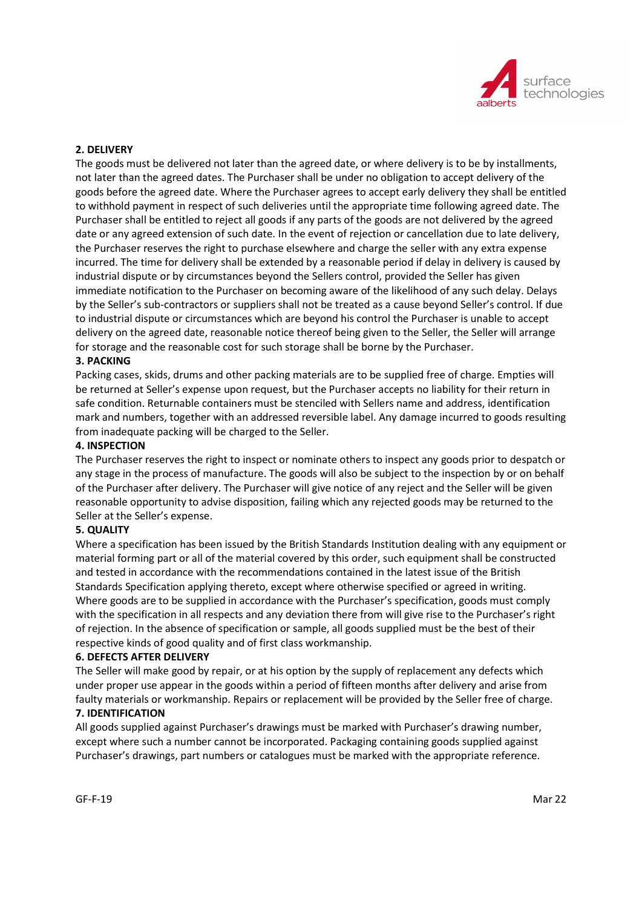**2. DELIVERY**

The goods must be delivered not later than the agreed date, or where delivery is to be by installments, not later than the agreed dates. The Purchaser shall be under no obligation to accept delivery of the goods before the agreed date. Where the Purchaser agrees to accept early delivery they shall be entitled to withhold payment in respect of such deliveries until the appropriate time following agreed date. The Purchaser shall be entitled to reject all goods if any parts of the goods are not delivered by the agreed date or any agreed extension of such date. In the event of rejection or cancellation due to late delivery, the Purchaser reserves the right to purchase elsewhere and charge the seller with any extra expense incurred. The time for delivery shall be extended by a reasonable period if delay in delivery is caused by industrial dispute or by circumstances beyond the Sellers control, provided the Seller has given immediate notification to the Purchaser on becoming aware of the likelihood of any such delay. Delays by the Seller's sub-contractors or suppliers shall not be treated as a cause beyond Seller's control. If due to industrial dispute or circumstances which are beyond his control the Purchaser is unable to accept delivery on the agreed date, reasonable notice thereof being given to the Seller, the Seller will arrange for storage and the reasonable cost for such storage shall be borne by the Purchaser.

**3. PACKING**

Packing cases, skids, drums and other packing materials are to be supplied free of charge. Empties will be returned at Seller's expense upon request, but the Purchaser accepts no liability for their return in safe condition. Returnable containers must be stenciled with Sellers name and address, identification mark and numbers, together with an addressed reversible label. Any damage incurred to goods resulting from inadequate packing will be charged to the Seller.

**4. INSPECTION**

The Purchaser reserves the right to inspect or nominate others to inspect any goods prior to despatch or any stage in the process of manufacture. The goods will also be subject to the inspection by or on behalf of the Purchaser after delivery. The Purchaser will give notice of any reject and the Seller will be given reasonable opportunity to advise disposition, failing which any rejected goods may be returned to the Seller at the Seller's expense.

**5. QUALITY**

Where a specification has been issued by the British Standards Institution dealing with any equipment or material forming part or all of the material covered by this order, such equipment shall be constructed and tested in accordance with the recommendations contained in the latest issue of the British Standards Specification applying thereto, except where otherwise specified or agreed in writing. Where goods are to be supplied in accordance with the Purchaser's specification, goods must comply with the specification in all respects and any deviation there from will give rise to the Purchaser's right of rejection. In the absence of specification or sample, all goods supplied must be the best of their respective kinds of good quality and of first class workmanship.

**6. DEFECTS AFTER DELIVERY**

The Seller will make good by repair, or at his option by the supply of replacement any defects which under proper use appear in the goods within a period of fifteen months after delivery and arise from faulty materials or workmanship. Repairs or replacement will be provided by the Seller free of charge.

**7. IDENTIFICATION**

All goods supplied against Purchaser's drawings must be marked with Purchaser's drawing number, except where such a number cannot be incorporated. Packaging containing goods supplied against Purchaser's drawings, part numbers or catalogues must be marked with the appropriate reference.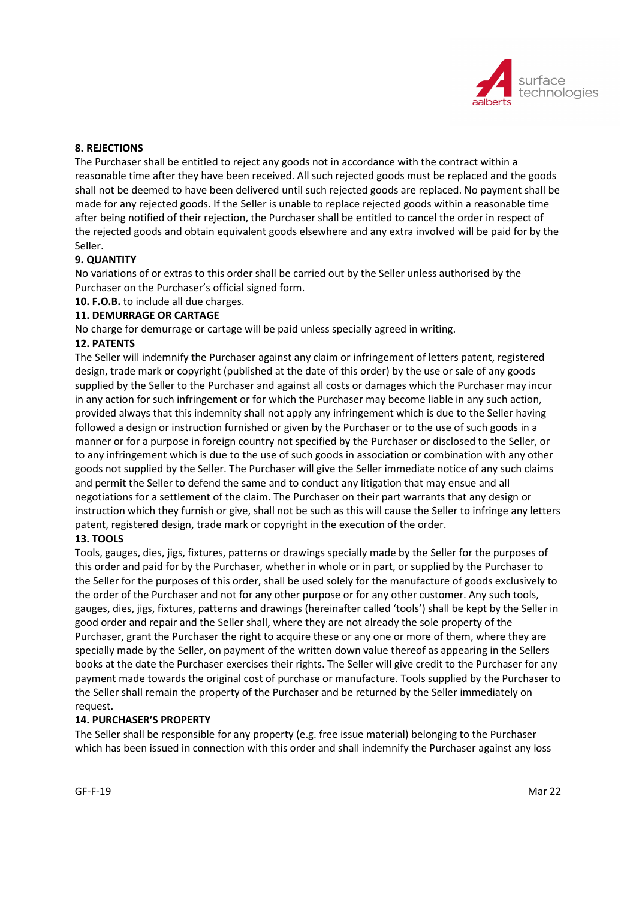**8. REJECTIONS**

The Purchaser shall be entitled to reject any goods not in accordance with the contract within a reasonable time after they have been received. All such rejected goods must be replaced and the goods shall not be deemed to have been delivered until such rejected goods are replaced. No payment shall be made for any rejected goods. If the Seller is unable to replace rejected goods within a reasonable time after being notified of their rejection, the Purchaser shall be entitled to cancel the order in respect of the rejected goods and obtain equivalent goods elsewhere and any extra involved will be paid for by the Seller.

**9. QUANTITY**

No variations of or extras to this order shall be carried out by the Seller unless authorised by the Purchaser on the Purchaser's official signed form.

**10. F.O.B.** to include all due charges.

**11. DEMURRAGE OR CARTAGE**

No charge for demurrage or cartage will be paid unless specially agreed in writing.

**12. PATENTS**

The Seller will indemnify the Purchaser against any claim or infringement of letters patent, registered design, trade mark or copyright (published at the date of this order) by the use or sale of any goods supplied by the Seller to the Purchaser and against all costs or damages which the Purchaser may incur in any action for such infringement or for which the Purchaser may become liable in any such action, provided always that this indemnity shall not apply any infringement which is due to the Seller having followed a design or instruction furnished or given by the Purchaser or to the use of such goods in a manner or for a purpose in foreign country not specified by the Purchaser or disclosed to the Seller, or to any infringement which is due to the use of such goods in association or combination with any other goods not supplied by the Seller. The Purchaser will give the Seller immediate notice of any such claims and permit the Seller to defend the same and to conduct any litigation that may ensue and all negotiations for a settlement of the claim. The Purchaser on their part warrants that any design or instruction which they furnish or give, shall not be such as this will cause the Seller to infringe any letters patent, registered design, trade mark or copyright in the execution of the order.

**13. TOOLS**

Tools, gauges, dies, jigs, fixtures, patterns or drawings specially made by the Seller for the purposes of this order and paid for by the Purchaser, whether in whole or in part, or supplied by the Purchaser to the Seller for the purposes of this order, shall be used solely for the manufacture of goods exclusively to the order of the Purchaser and not for any other purpose or for any other customer. Any such tools, gauges, dies, jigs, fixtures, patterns and drawings (hereinafter called 'tools') shall be kept by the Seller in good order and repair and the Seller shall, where they are not already the sole property of the Purchaser, grant the Purchaser the right to acquire these or any one or more of them, where they are specially made by the Seller, on payment of the written down value thereof as appearing in the Sellers books at the date the Purchaser exercises their rights. The Seller will give credit to the Purchaser for any payment made towards the original cost of purchase or manufacture. Tools supplied by the Purchaser to the Seller shall remain the property of the Purchaser and be returned by the Seller immediately on request.

**14. PURCHASER'S PROPERTY**

The Seller shall be responsible for any property (e.g. free issue material) belonging to the Purchaser which has been issued in connection with this order and shall indemnify the Purchaser against any loss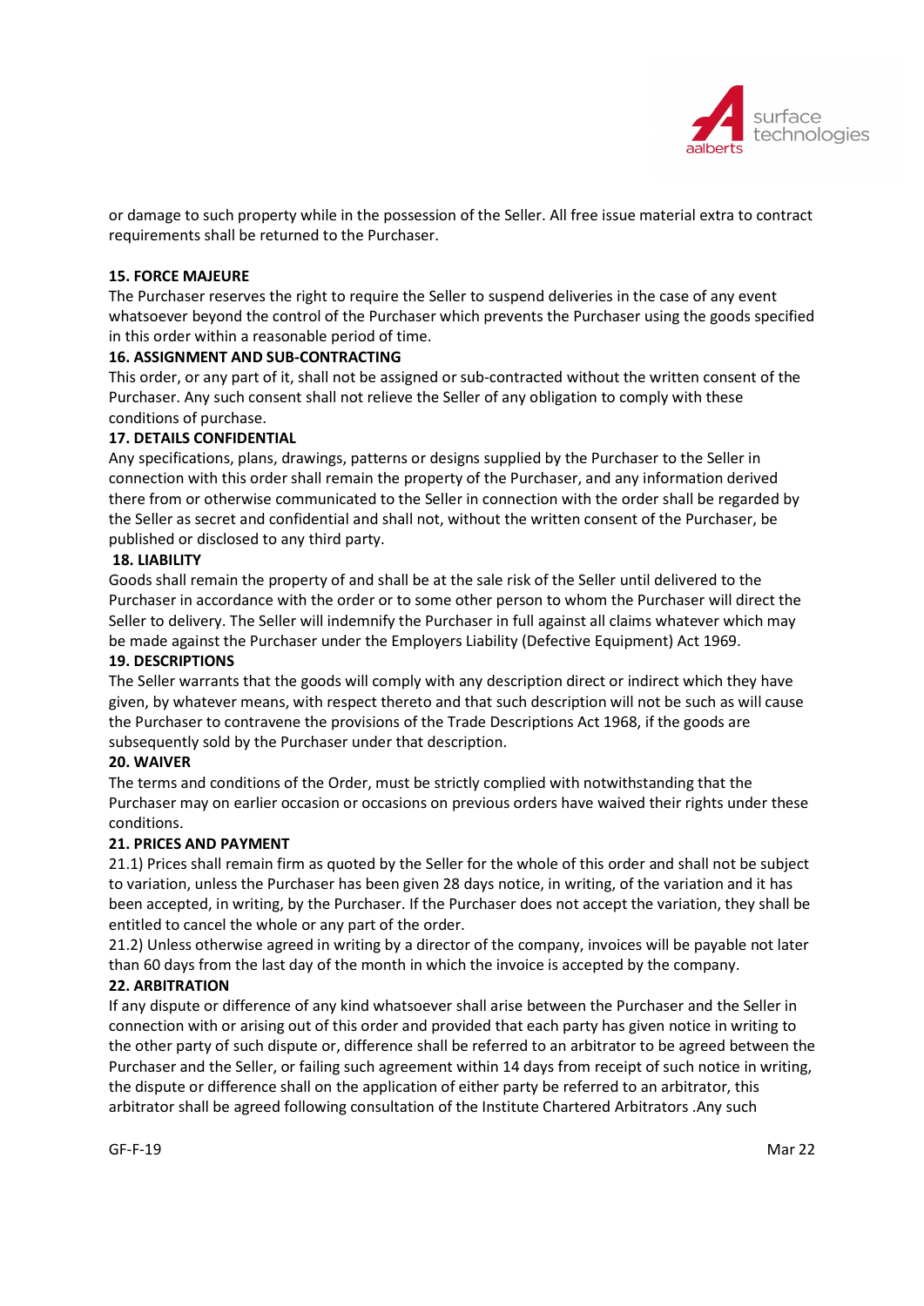or damage to such property while in the possession of the Seller. All free issue material extra to contract requirements shall be returned to the Purchaser.

**15. FORCE MAJEURE**

The Purchaser reserves the right to require the Seller to suspend deliveries in the case of any event whatsoever beyond the control of the Purchaser which prevents the Purchaser using the goods specified in this order within a reasonable period of time.

**16. ASSIGNMENT AND SUB-CONTRACTING**

This order, or any part of it, shall not be assigned or sub-contracted without the written consent of the Purchaser. Any such consent shall not relieve the Seller of any obligation to comply with these conditions of purchase.

**17. DETAILS CONFIDENTIAL**

Any specifications, plans, drawings, patterns or designs supplied by the Purchaser to the Seller in connection with this order shall remain the property of the Purchaser, and any information derived there from or otherwise communicated to the Seller in connection with the order shall be regarded by the Seller as secret and confidential and shall not, without the written consent of the Purchaser, be published or disclosed to any third party.

**18. LIABILITY**

Goods shall remain the property of and shall be at the sale risk of the Seller until delivered to the Purchaser in accordance with the order or to some other person to whom the Purchaser will direct the Seller to delivery. The Seller will indemnify the Purchaser in full against all claims whatever which may be made against the Purchaser under the Employers Liability (Defective Equipment) Act 1969.

**19. DESCRIPTIONS**

The Seller warrants that the goods will comply with any description direct or indirect which they have given, by whatever means, with respect thereto and that such description will not be such as will cause the Purchaser to contravene the provisions of the Trade Descriptions Act 1968, if the goods are subsequently sold by the Purchaser under that description.

**20. WAIVER**

The terms and conditions of the Order, must be strictly complied with notwithstanding that the Purchaser may on earlier occasion or occasions on previous orders have waived their rights under these conditions.

**21. PRICES AND PAYMENT**

21.1) Prices shall remain firm as quoted by the Seller for the whole of this order and shall not be subject to variation, unless the Purchaser has been given 28 days notice, in writing, of the variation and it has been accepted, in writing, by the Purchaser. If the Purchaser does not accept the variation, they shall be entitled to cancel the whole or any part of the order.

21.2) Unless otherwise agreed in writing by a director of the company, invoices will be payable not later than 60 days from the last day of the month in which the invoice is accepted by the company.

**22. ARBITRATION**

If any dispute or difference of any kind whatsoever shall arise between the Purchaser and the Seller in connection with or arising out of this order and provided that each party has given notice in writing to the other party of such dispute or, difference shall be referred to an arbitrator to be agreed between the Purchaser and the Seller, or failing such agreement within 14 days from receipt of such notice in writing, the dispute or difference shall on the application of either party be referred to an arbitrator, this arbitrator shall be agreed following consultation of the Institute Chartered Arbitrators .Any such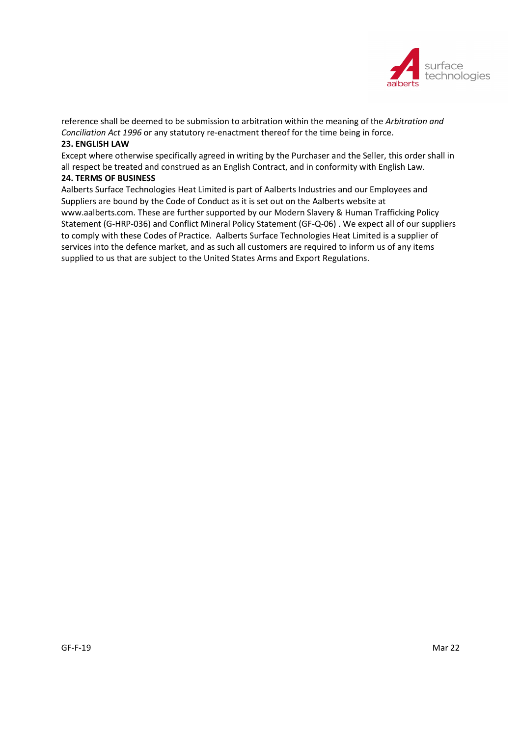reference shall be deemed to be submission to arbitration within the meaning of the *Arbitration and Conciliation Act 1996* or any statutory re-enactment thereof for the time being in force.

**23. ENGLISH LAW**

Except where otherwise specifically agreed in writing by the Purchaser and the Seller, this order shall in all respect be treated and construed as an English Contract, and in conformity with English Law.

**24. TERMS OF BUSINESS**

Aalberts Surface Technologies Heat Limited is part of Aalberts Industries and our Employees and Suppliers are bound by the Code of Conduct as it is set out on the Aalberts website at www.aalberts.com. These are further supported by our Modern Slavery & Human Trafficking Policy Statement (G-HRP-036) and Conflict Mineral Policy Statement (GF-Q-06) . We expect all of our suppliers to comply with these Codes of Practice. Aalberts Surface Technologies Heat Limited is a supplier of services into the defence market, and as such all customers are required to inform us of any items supplied to us that are subject to the United States Arms and Export Regulations.